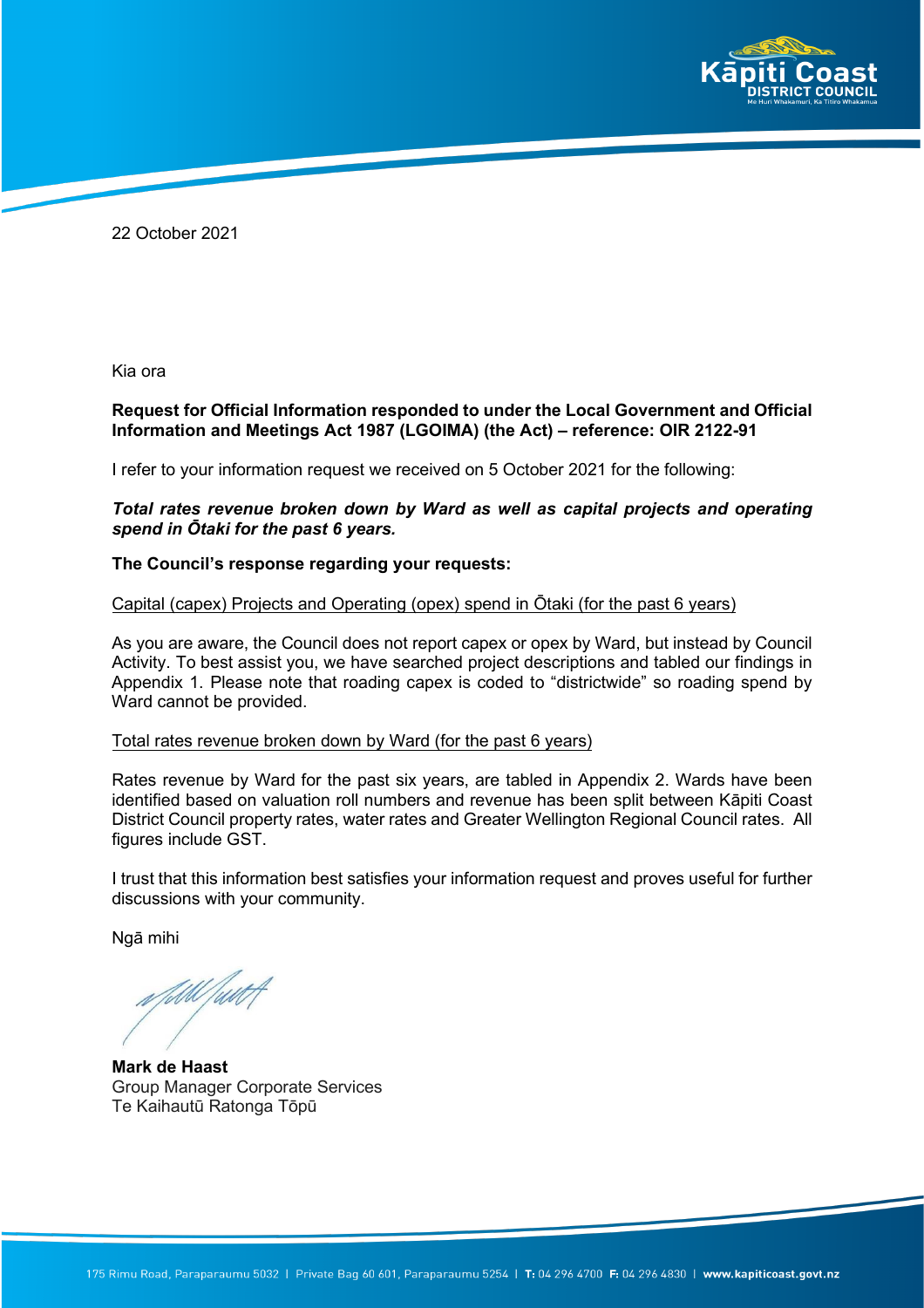22 October 2021

Kia ora

**Request for Official Information responded to under the Local Government and Official Information and Meetings Act 1987 (LGOIMA) (the Act) – reference: OIR 2122-91**

I refer to your information request we received on 5 October 2021 for the following:

***Total rates revenue broken down by Ward as well as capital projects and operating spend in Ōtaki for the past 6 years.***

**The Council's response regarding your requests:**

Capital (capex) Projects and Operating (opex) spend in Ōtaki (for the past 6 years)

As you are aware, the Council does not report capex or opex by Ward, but instead by Council Activity. To best assist you, we have searched project descriptions and tabled our findings in Appendix 1. Please note that roading capex is coded to "districtwide" so roading spend by Ward cannot be provided.

Total rates revenue broken down by Ward (for the past 6 years)

Rates revenue by Ward for the past six years, are tabled in Appendix 2. Wards have been identified based on valuation roll numbers and revenue has been split between Kāpiti Coast District Council property rates, water rates and Greater Wellington Regional Council rates. All figures include GST.

I trust that this information best satisfies your information request and proves useful for further discussions with your community.

Ngā mihi

**Mark de Haast**
Group Manager Corporate Services
Te Kaihautū Ratonga Tōpū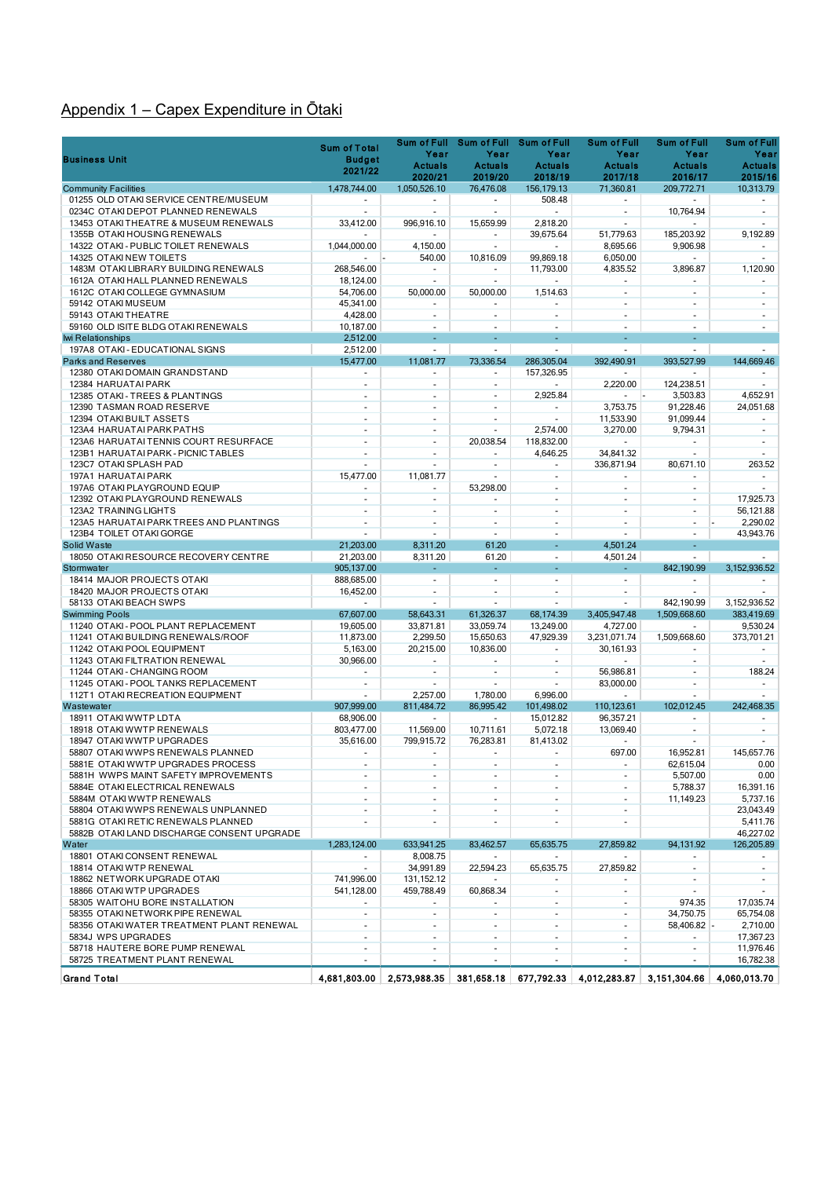## Appendix 1 – Capex Expenditure in Ōtaki

| Business Unit | Sum of Total Budget 2021/22 | Sum of Full Year Actuals 2020/21 | Sum of Full Year Actuals 2019/20 | Sum of Full Year Actuals 2018/19 | Sum of Full Year Actuals 2017/18 | Sum of Full Year Actuals 2016/17 | Sum of Full Year Actuals 2015/16 |
|---|---|---|---|---|---|---|---|
| Community Facilities | 1,478,744.00 | 1,050,526.10 | 76,476.08 | 156,179.13 | 71,360.81 | 209,772.71 | 10,313.79 |
| 01255 OLD OTAKI SERVICE CENTRE/MUSEUM | - | - | - | 508.48 | - | - | - |
| 0234C OTAKI DEPOT PLANNED RENEWALS | - | - | - | - | - | 10,764.94 | - |
| 13453 OTAKI THEATRE & MUSEUM RENEWALS | 33,412.00 | 996,916.10 | 15,659.99 | 2,818.20 | - | - | - |
| 1355B OTAKI HOUSING RENEWALS | - | - | - | 39,675.64 | 51,779.63 | 185,203.92 | 9,192.89 |
| 14322 OTAKI - PUBLIC TOILET RENEWALS | 1,044,000.00 | 4,150.00 | - | - | 8,695.66 | 9,906.98 | - |
| 14325 OTAKI NEW TOILETS | - | - 540.00 | 10,816.09 | 99,869.18 | 6,050.00 | - | - |
| 1483M OTAKI LIBRARY BUILDING RENEWALS | 268,546.00 | - | - | 11,793.00 | 4,835.52 | 3,896.87 | 1,120.90 |
| 1612A OTAKI HALL PLANNED RENEWALS | 18,124.00 | - | - | - | - | - | - |
| 1612C OTAKI COLLEGE GYMNASIUM | 54,706.00 | 50,000.00 | 50,000.00 | 1,514.63 | - | - | - |
| 59142 OTAKI MUSEUM | 45,341.00 | - | - | - | - | - | - |
| 59143 OTAKI THEATRE | 4,428.00 | - | - | - | - | - | - |
| 59160 OLD ISITE BLDG OTAKI RENEWALS | 10,187.00 | - | - | - | - | - | - |
| Iwi Relationships | 2,512.00 | - | - | - | - | - | |
| 197A8 OTAKI - EDUCATIONAL SIGNS | 2,512.00 | - | - | - | - | - | - |
| Parks and Reserves | 15,477.00 | 11,081.77 | 73,336.54 | 286,305.04 | 392,490.91 | 393,527.99 | 144,669.46 |
| 12380 OTAKI DOMAIN GRANDSTAND | - | - | - | 157,326.95 | - | - | - |
| 12384 HARUATAI PARK | - | - | - | - | 2,220.00 | 124,238.51 | - |
| 12385 OTAKI - TREES & PLANTINGS | - | - | - | 2,925.84 | - | - 3,503.83 | 4,652.91 |
| 12390 TASMAN ROAD RESERVE | - | - | - | - | 3,753.75 | 91,228.46 | 24,051.68 |
| 12394 OTAKI BUILT ASSETS | - | - | - | - | 11,533.90 | 91,099.44 | - |
| 123A4 HARUATAI PARK PATHS | - | - | - | 2,574.00 | 3,270.00 | 9,794.31 | - |
| 123A6 HARUATAI TENNIS COURT RESURFACE | - | - | 20,038.54 | 118,832.00 | - | - | - |
| 123B1 HARUATAI PARK - PICNIC TABLES | - | - | - | 4,646.25 | 34,841.32 | - | - |
| 123C7 OTAKI SPLASH PAD | - | - | - | - | 336,871.94 | 80,671.10 | 263.52 |
| 197A1 HARUATAI PARK | 15,477.00 | 11,081.77 | - | - | - | - | - |
| 197A6 OTAKI PLAYGROUND EQUIP | - | - | 53,298.00 | - | - | - | - |
| 12392 OTAKI PLAYGROUND RENEWALS | - | - | - | - | - | - | 17,925.73 |
| 123A2 TRAINING LIGHTS | - | - | - | - | - | - | 56,121.88 |
| 123A5 HARUATAI PARK TREES AND PLANTINGS | - | - | - | - | - | - | - 2,290.02 |
| 123B4 TOILET OTAKI GORGE | - | - | - | - | - | - | 43,943.76 |
| Solid Waste | 21,203.00 | 8,311.20 | 61.20 | - | 4,501.24 | - | |
| 18050 OTAKI RESOURCE RECOVERY CENTRE | 21,203.00 | 8,311.20 | 61.20 | - | 4,501.24 | - | - |
| Stormwater | 905,137.00 | - | - | - | - | 842,190.99 | 3,152,936.52 |
| 18414 MAJOR PROJECTS OTAKI | 888,685.00 | - | - | - | - | - | - |
| 18420 MAJOR PROJECTS OTAKI | 16,452.00 | - | - | - | - | - | - |
| 58133 OTAKI BEACH SWPS | - | - | - | - | - | 842,190.99 | 3,152,936.52 |
| Swimming Pools | 67,607.00 | 58,643.31 | 61,326.37 | 68,174.39 | 3,405,947.48 | 1,509,668.60 | 383,419.69 |
| 11240 OTAKI - POOL PLANT REPLACEMENT | 19,605.00 | 33,871.81 | 33,059.74 | 13,249.00 | 4,727.00 | - | 9,530.24 |
| 11241 OTAKI BUILDING RENEWALS/ROOF | 11,873.00 | 2,299.50 | 15,650.63 | 47,929.39 | 3,231,071.74 | 1,509,668.60 | 373,701.21 |
| 11242 OTAKI POOL EQUIPMENT | 5,163.00 | 20,215.00 | 10,836.00 | - | 30,161.93 | - | - |
| 11243 OTAKI FILTRATION RENEWAL | 30,966.00 | - | - | - | - | - | - |
| 11244 OTAKI - CHANGING ROOM | - | - | - | - | 56,986.81 | - | 188.24 |
| 11245 OTAKI - POOL TANKS REPLACEMENT | - | - | - | - | 83,000.00 | - | - |
| 112T1 OTAKI RECREATION EQUIPMENT | - | 2,257.00 | 1,780.00 | 6,996.00 | - | - | - |
| Wastewater | 907,999.00 | 811,484.72 | 86,995.42 | 101,498.02 | 110,123.61 | 102,012.45 | 242,468.35 |
| 18911 OTAKI WWTP LDTA | 68,906.00 | - | - | 15,012.82 | 96,357.21 | - | - |
| 18918 OTAKI WWTP RENEWALS | 803,477.00 | 11,569.00 | 10,711.61 | 5,072.18 | 13,069.40 | - | - |
| 18947 OTAKI WWTP UPGRADES | 35,616.00 | 799,915.72 | 76,283.81 | 81,413.02 | - | - | - |
| 58807 OTAKI WWPS RENEWALS PLANNED | - | - | - | - | 697.00 | 16,952.81 | 145,657.76 |
| 5881E OTAKI WWTP UPGRADES PROCESS | - | - | - | - | - | 62,615.04 | 0.00 |
| 5881H WWPS MAINT SAFETY IMPROVEMENTS | - | - | - | - | - | 5,507.00 | 0.00 |
| 5884E OTAKI ELECTRICAL RENEWALS | - | - | - | - | - | 5,788.37 | 16,391.16 |
| 5884M OTAKI WWTP RENEWALS | - | - | - | - | - | 11,149.23 | 5,737.16 |
| 58804 OTAKI WWPS RENEWALS UNPLANNED | - | - | - | - | - | - | 23,043.49 |
| 5881G OTAKI RETIC RENEWALS PLANNED | - | - | - | - | - | | 5,411.76 |
| 5882B OTAKI LAND DISCHARGE CONSENT UPGRADE | | | | | | | 46,227.02 |
| Water | 1,283,124.00 | 633,941.25 | 83,462.57 | 65,635.75 | 27,859.82 | 94,131.92 | 126,205.89 |
| 18801 OTAKI CONSENT RENEWAL | - | 8,008.75 | - | - | - | - | - |
| 18814 OTAKI WTP RENEWAL | - | 34,991.89 | 22,594.23 | 65,635.75 | 27,859.82 | - | - |
| 18862 NETWORK UPGRADE OTAKI | 741,996.00 | 131,152.12 | - | - | - | - | - |
| 18866 OTAKI WTP UPGRADES | 541,128.00 | 459,788.49 | 60,868.34 | - | - | - | - |
| 58305 WAITOHU BORE INSTALLATION | - | - | - | - | - | 974.35 | 17,035.74 |
| 58355 OTAKI NETWORK PIPE RENEWAL | - | - | - | - | - | 34,750.75 | 65,754.08 |
| 58356 OTAKI WATER TREATMENT PLANT RENEWAL | - | - | - | - | - | 58,406.82 | - 2,710.00 |
| 5834J WPS UPGRADES | - | - | - | - | - | - | 17,367.23 |
| 58718 HAUTERE BORE PUMP RENEWAL | - | - | - | - | - | - | 11,976.46 |
| 58725 TREATMENT PLANT RENEWAL | - | - | - | - | - | - | 16,782.38 |
| **Grand Total** | **4,681,803.00** | **2,573,988.35** | **381,658.18** | **677,792.33** | **4,012,283.87** | **3,151,304.66** | **4,060,013.70** |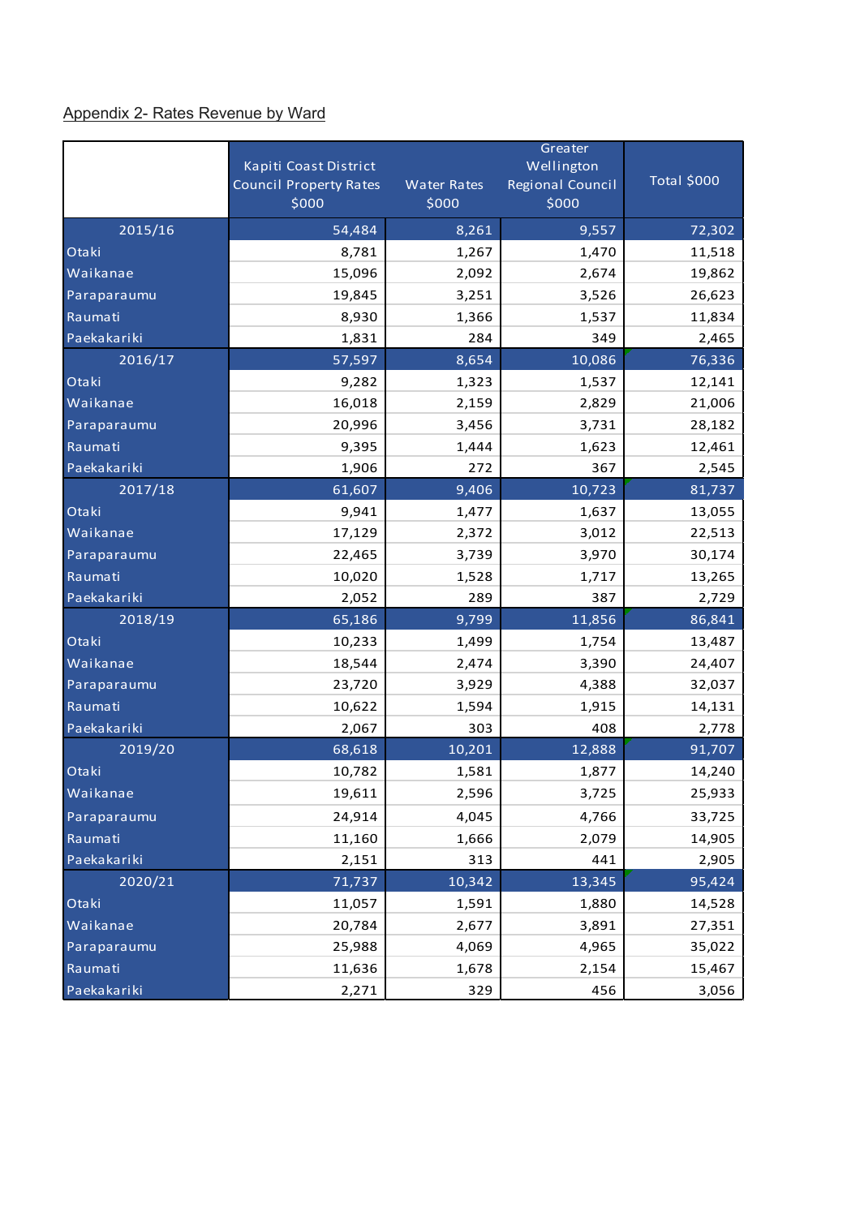Appendix 2- Rates Revenue by Ward

| | Kapiti Coast District Council Property Rates $000 | Water Rates $000 | Greater Wellington Regional Council $000 | Total $000 |
|---|---|---|---|---|
| 2015/16 | 54,484 | 8,261 | 9,557 | 72,302 |
| Otaki | 8,781 | 1,267 | 1,470 | 11,518 |
| Waikanae | 15,096 | 2,092 | 2,674 | 19,862 |
| Paraparaumu | 19,845 | 3,251 | 3,526 | 26,623 |
| Raumati | 8,930 | 1,366 | 1,537 | 11,834 |
| Paekakariki | 1,831 | 284 | 349 | 2,465 |
| 2016/17 | 57,597 | 8,654 | 10,086 | 76,336 |
| Otaki | 9,282 | 1,323 | 1,537 | 12,141 |
| Waikanae | 16,018 | 2,159 | 2,829 | 21,006 |
| Paraparaumu | 20,996 | 3,456 | 3,731 | 28,182 |
| Raumati | 9,395 | 1,444 | 1,623 | 12,461 |
| Paekakariki | 1,906 | 272 | 367 | 2,545 |
| 2017/18 | 61,607 | 9,406 | 10,723 | 81,737 |
| Otaki | 9,941 | 1,477 | 1,637 | 13,055 |
| Waikanae | 17,129 | 2,372 | 3,012 | 22,513 |
| Paraparaumu | 22,465 | 3,739 | 3,970 | 30,174 |
| Raumati | 10,020 | 1,528 | 1,717 | 13,265 |
| Paekakariki | 2,052 | 289 | 387 | 2,729 |
| 2018/19 | 65,186 | 9,799 | 11,856 | 86,841 |
| Otaki | 10,233 | 1,499 | 1,754 | 13,487 |
| Waikanae | 18,544 | 2,474 | 3,390 | 24,407 |
| Paraparaumu | 23,720 | 3,929 | 4,388 | 32,037 |
| Raumati | 10,622 | 1,594 | 1,915 | 14,131 |
| Paekakariki | 2,067 | 303 | 408 | 2,778 |
| 2019/20 | 68,618 | 10,201 | 12,888 | 91,707 |
| Otaki | 10,782 | 1,581 | 1,877 | 14,240 |
| Waikanae | 19,611 | 2,596 | 3,725 | 25,933 |
| Paraparaumu | 24,914 | 4,045 | 4,766 | 33,725 |
| Raumati | 11,160 | 1,666 | 2,079 | 14,905 |
| Paekakariki | 2,151 | 313 | 441 | 2,905 |
| 2020/21 | 71,737 | 10,342 | 13,345 | 95,424 |
| Otaki | 11,057 | 1,591 | 1,880 | 14,528 |
| Waikanae | 20,784 | 2,677 | 3,891 | 27,351 |
| Paraparaumu | 25,988 | 4,069 | 4,965 | 35,022 |
| Raumati | 11,636 | 1,678 | 2,154 | 15,467 |
| Paekakariki | 2,271 | 329 | 456 | 3,056 |